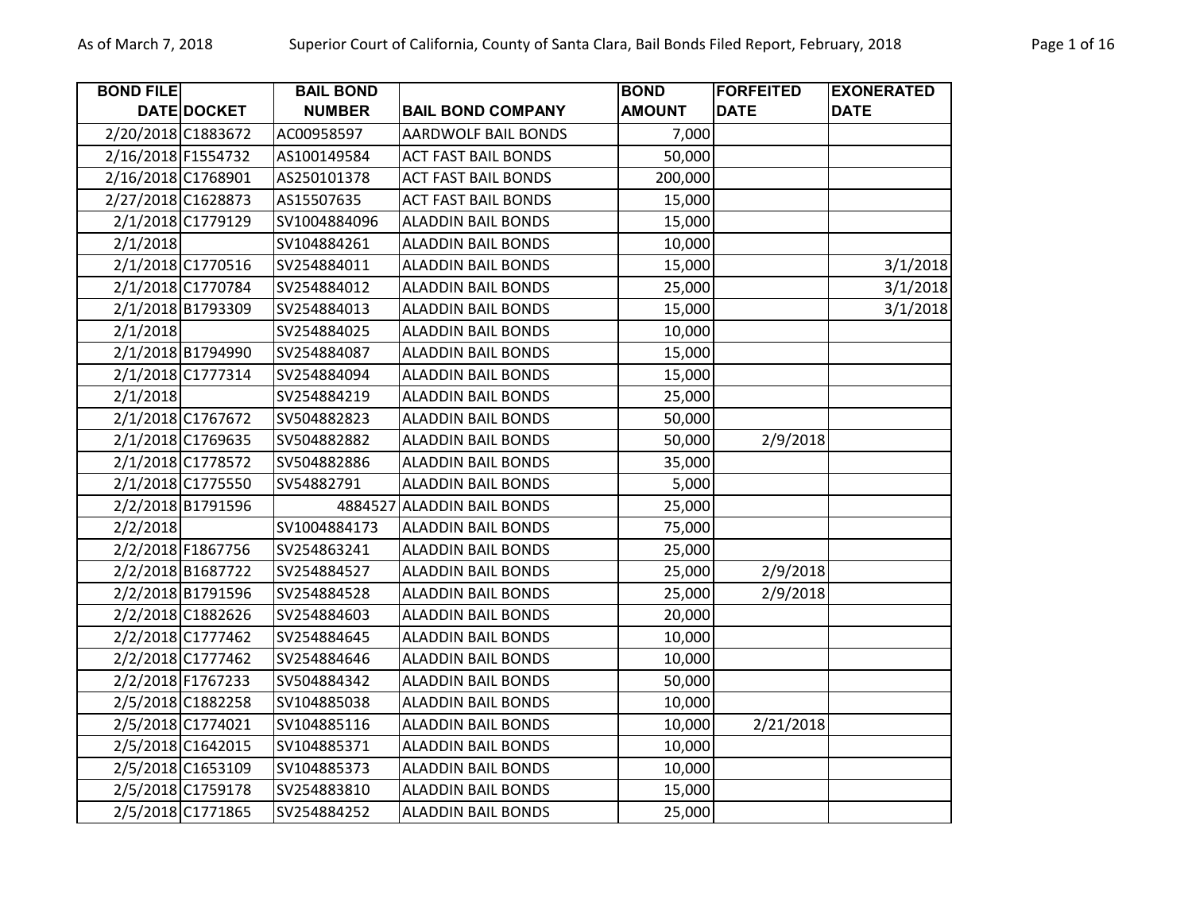| BOND FILE DATE | DOCKET | BAIL BOND NUMBER | BAIL BOND COMPANY | BOND AMOUNT | FORFEITED DATE | EXONERATED DATE |
|---|---|---|---|---|---|---|
| 2/20/2018 | C1883672 | AC00958597 | AARDWOLF BAIL BONDS | 7,000 | | |
| 2/16/2018 | F1554732 | AS100149584 | ACT FAST BAIL BONDS | 50,000 | | |
| 2/16/2018 | C1768901 | AS250101378 | ACT FAST BAIL BONDS | 200,000 | | |
| 2/27/2018 | C1628873 | AS15507635 | ACT FAST BAIL BONDS | 15,000 | | |
| 2/1/2018 | C1779129 | SV1004884096 | ALADDIN BAIL BONDS | 15,000 | | |
| 2/1/2018 | | SV104884261 | ALADDIN BAIL BONDS | 10,000 | | |
| 2/1/2018 | C1770516 | SV254884011 | ALADDIN BAIL BONDS | 15,000 | | 3/1/2018 |
| 2/1/2018 | C1770784 | SV254884012 | ALADDIN BAIL BONDS | 25,000 | | 3/1/2018 |
| 2/1/2018 | B1793309 | SV254884013 | ALADDIN BAIL BONDS | 15,000 | | 3/1/2018 |
| 2/1/2018 | | SV254884025 | ALADDIN BAIL BONDS | 10,000 | | |
| 2/1/2018 | B1794990 | SV254884087 | ALADDIN BAIL BONDS | 15,000 | | |
| 2/1/2018 | C1777314 | SV254884094 | ALADDIN BAIL BONDS | 15,000 | | |
| 2/1/2018 | | SV254884219 | ALADDIN BAIL BONDS | 25,000 | | |
| 2/1/2018 | C1767672 | SV504882823 | ALADDIN BAIL BONDS | 50,000 | | |
| 2/1/2018 | C1769635 | SV504882882 | ALADDIN BAIL BONDS | 50,000 | 2/9/2018 | |
| 2/1/2018 | C1778572 | SV504882886 | ALADDIN BAIL BONDS | 35,000 | | |
| 2/1/2018 | C1775550 | SV54882791 | ALADDIN BAIL BONDS | 5,000 | | |
| 2/2/2018 | B1791596 | 4884527 | ALADDIN BAIL BONDS | 25,000 | | |
| 2/2/2018 | | SV1004884173 | ALADDIN BAIL BONDS | 75,000 | | |
| 2/2/2018 | F1867756 | SV254863241 | ALADDIN BAIL BONDS | 25,000 | | |
| 2/2/2018 | B1687722 | SV254884527 | ALADDIN BAIL BONDS | 25,000 | 2/9/2018 | |
| 2/2/2018 | B1791596 | SV254884528 | ALADDIN BAIL BONDS | 25,000 | 2/9/2018 | |
| 2/2/2018 | C1882626 | SV254884603 | ALADDIN BAIL BONDS | 20,000 | | |
| 2/2/2018 | C1777462 | SV254884645 | ALADDIN BAIL BONDS | 10,000 | | |
| 2/2/2018 | C1777462 | SV254884646 | ALADDIN BAIL BONDS | 10,000 | | |
| 2/2/2018 | F1767233 | SV504884342 | ALADDIN BAIL BONDS | 50,000 | | |
| 2/5/2018 | C1882258 | SV104885038 | ALADDIN BAIL BONDS | 10,000 | | |
| 2/5/2018 | C1774021 | SV104885116 | ALADDIN BAIL BONDS | 10,000 | 2/21/2018 | |
| 2/5/2018 | C1642015 | SV104885371 | ALADDIN BAIL BONDS | 10,000 | | |
| 2/5/2018 | C1653109 | SV104885373 | ALADDIN BAIL BONDS | 10,000 | | |
| 2/5/2018 | C1759178 | SV254883810 | ALADDIN BAIL BONDS | 15,000 | | |
| 2/5/2018 | C1771865 | SV254884252 | ALADDIN BAIL BONDS | 25,000 | | |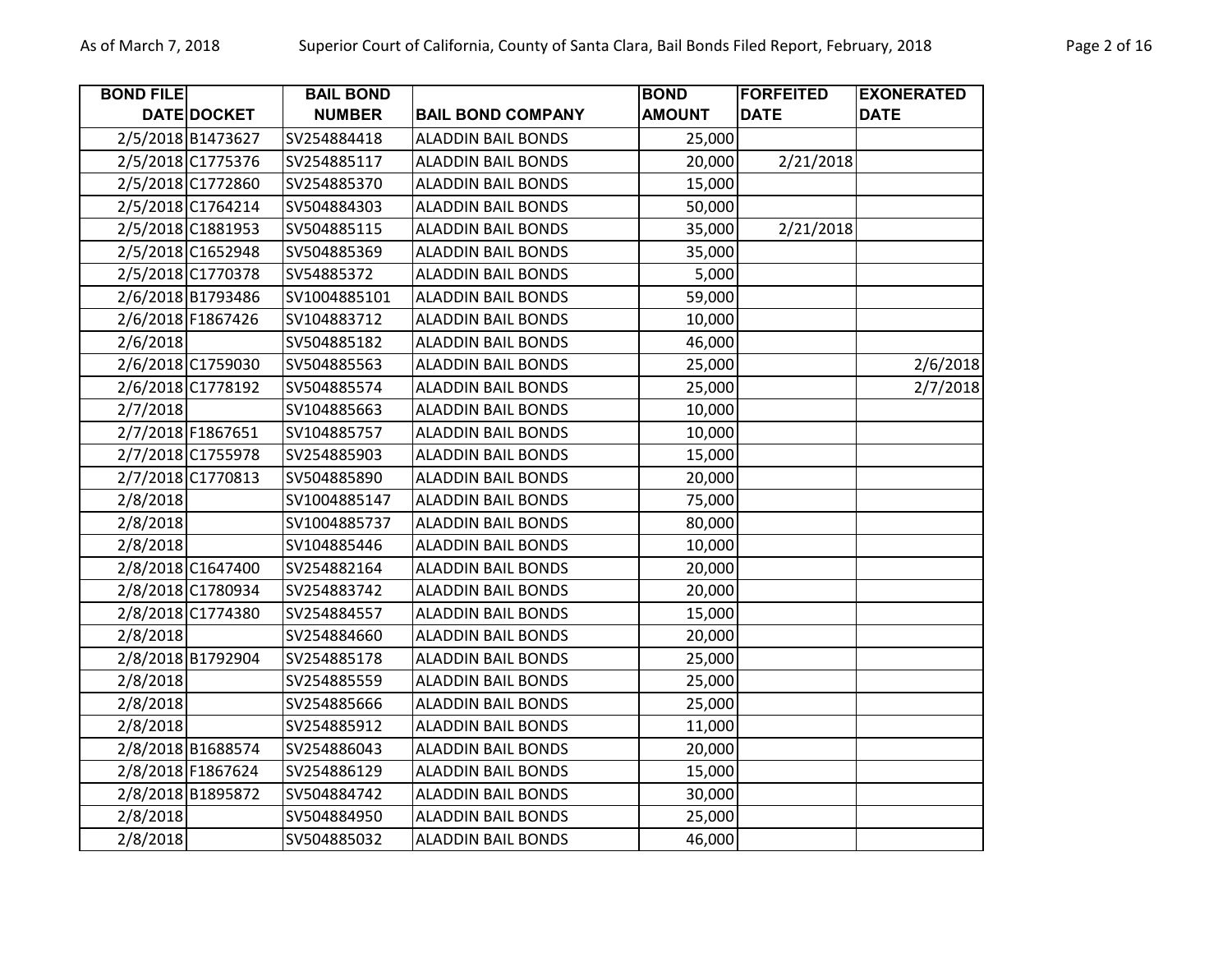| BOND FILE DATE | DOCKET | BAIL BOND NUMBER | BAIL BOND COMPANY | BOND AMOUNT | FORFEITED DATE | EXONERATED DATE |
|---|---|---|---|---|---|---|
| 2/5/2018 | B1473627 | SV254884418 | ALADDIN BAIL BONDS | 25,000 | | |
| 2/5/2018 | C1775376 | SV254885117 | ALADDIN BAIL BONDS | 20,000 | 2/21/2018 | |
| 2/5/2018 | C1772860 | SV254885370 | ALADDIN BAIL BONDS | 15,000 | | |
| 2/5/2018 | C1764214 | SV504884303 | ALADDIN BAIL BONDS | 50,000 | | |
| 2/5/2018 | C1881953 | SV504885115 | ALADDIN BAIL BONDS | 35,000 | 2/21/2018 | |
| 2/5/2018 | C1652948 | SV504885369 | ALADDIN BAIL BONDS | 35,000 | | |
| 2/5/2018 | C1770378 | SV54885372 | ALADDIN BAIL BONDS | 5,000 | | |
| 2/6/2018 | B1793486 | SV1004885101 | ALADDIN BAIL BONDS | 59,000 | | |
| 2/6/2018 | F1867426 | SV104883712 | ALADDIN BAIL BONDS | 10,000 | | |
| 2/6/2018 | | SV504885182 | ALADDIN BAIL BONDS | 46,000 | | |
| 2/6/2018 | C1759030 | SV504885563 | ALADDIN BAIL BONDS | 25,000 | | 2/6/2018 |
| 2/6/2018 | C1778192 | SV504885574 | ALADDIN BAIL BONDS | 25,000 | | 2/7/2018 |
| 2/7/2018 | | SV104885663 | ALADDIN BAIL BONDS | 10,000 | | |
| 2/7/2018 | F1867651 | SV104885757 | ALADDIN BAIL BONDS | 10,000 | | |
| 2/7/2018 | C1755978 | SV254885903 | ALADDIN BAIL BONDS | 15,000 | | |
| 2/7/2018 | C1770813 | SV504885890 | ALADDIN BAIL BONDS | 20,000 | | |
| 2/8/2018 | | SV1004885147 | ALADDIN BAIL BONDS | 75,000 | | |
| 2/8/2018 | | SV1004885737 | ALADDIN BAIL BONDS | 80,000 | | |
| 2/8/2018 | | SV104885446 | ALADDIN BAIL BONDS | 10,000 | | |
| 2/8/2018 | C1647400 | SV254882164 | ALADDIN BAIL BONDS | 20,000 | | |
| 2/8/2018 | C1780934 | SV254883742 | ALADDIN BAIL BONDS | 20,000 | | |
| 2/8/2018 | C1774380 | SV254884557 | ALADDIN BAIL BONDS | 15,000 | | |
| 2/8/2018 | | SV254884660 | ALADDIN BAIL BONDS | 20,000 | | |
| 2/8/2018 | B1792904 | SV254885178 | ALADDIN BAIL BONDS | 25,000 | | |
| 2/8/2018 | | SV254885559 | ALADDIN BAIL BONDS | 25,000 | | |
| 2/8/2018 | | SV254885666 | ALADDIN BAIL BONDS | 25,000 | | |
| 2/8/2018 | | SV254885912 | ALADDIN BAIL BONDS | 11,000 | | |
| 2/8/2018 | B1688574 | SV254886043 | ALADDIN BAIL BONDS | 20,000 | | |
| 2/8/2018 | F1867624 | SV254886129 | ALADDIN BAIL BONDS | 15,000 | | |
| 2/8/2018 | B1895872 | SV504884742 | ALADDIN BAIL BONDS | 30,000 | | |
| 2/8/2018 | | SV504884950 | ALADDIN BAIL BONDS | 25,000 | | |
| 2/8/2018 | | SV504885032 | ALADDIN BAIL BONDS | 46,000 | | |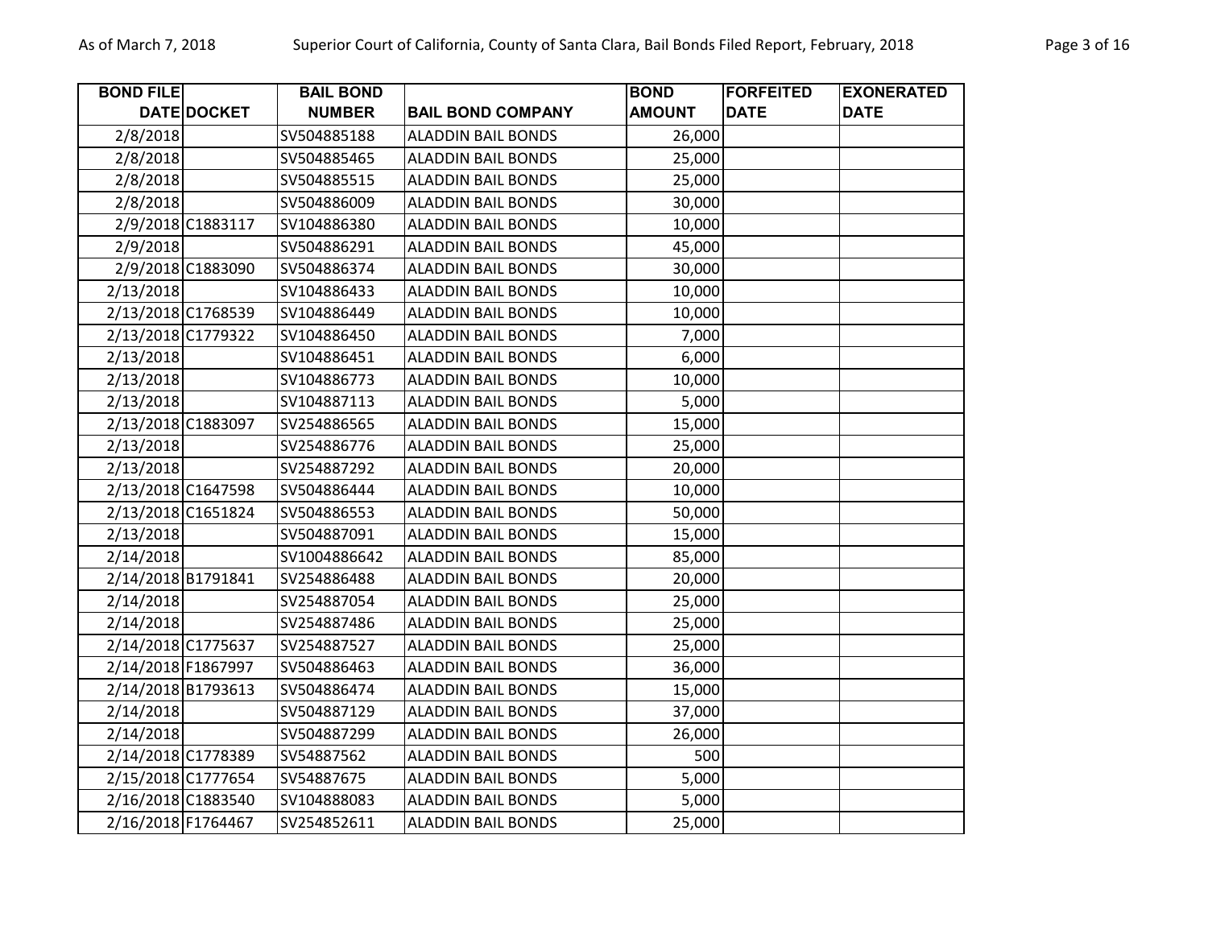| BOND FILE DATE | DOCKET | BAIL BOND NUMBER | BAIL BOND COMPANY | BOND AMOUNT | FORFEITED DATE | EXONERATED DATE |
|---|---|---|---|---|---|---|
| 2/8/2018 | | SV504885188 | ALADDIN BAIL BONDS | 26,000 | | |
| 2/8/2018 | | SV504885465 | ALADDIN BAIL BONDS | 25,000 | | |
| 2/8/2018 | | SV504885515 | ALADDIN BAIL BONDS | 25,000 | | |
| 2/8/2018 | | SV504886009 | ALADDIN BAIL BONDS | 30,000 | | |
| 2/9/2018 | C1883117 | SV104886380 | ALADDIN BAIL BONDS | 10,000 | | |
| 2/9/2018 | | SV504886291 | ALADDIN BAIL BONDS | 45,000 | | |
| 2/9/2018 | C1883090 | SV504886374 | ALADDIN BAIL BONDS | 30,000 | | |
| 2/13/2018 | | SV104886433 | ALADDIN BAIL BONDS | 10,000 | | |
| 2/13/2018 | C1768539 | SV104886449 | ALADDIN BAIL BONDS | 10,000 | | |
| 2/13/2018 | C1779322 | SV104886450 | ALADDIN BAIL BONDS | 7,000 | | |
| 2/13/2018 | | SV104886451 | ALADDIN BAIL BONDS | 6,000 | | |
| 2/13/2018 | | SV104886773 | ALADDIN BAIL BONDS | 10,000 | | |
| 2/13/2018 | | SV104887113 | ALADDIN BAIL BONDS | 5,000 | | |
| 2/13/2018 | C1883097 | SV254886565 | ALADDIN BAIL BONDS | 15,000 | | |
| 2/13/2018 | | SV254886776 | ALADDIN BAIL BONDS | 25,000 | | |
| 2/13/2018 | | SV254887292 | ALADDIN BAIL BONDS | 20,000 | | |
| 2/13/2018 | C1647598 | SV504886444 | ALADDIN BAIL BONDS | 10,000 | | |
| 2/13/2018 | C1651824 | SV504886553 | ALADDIN BAIL BONDS | 50,000 | | |
| 2/13/2018 | | SV504887091 | ALADDIN BAIL BONDS | 15,000 | | |
| 2/14/2018 | | SV1004886642 | ALADDIN BAIL BONDS | 85,000 | | |
| 2/14/2018 | B1791841 | SV254886488 | ALADDIN BAIL BONDS | 20,000 | | |
| 2/14/2018 | | SV254887054 | ALADDIN BAIL BONDS | 25,000 | | |
| 2/14/2018 | | SV254887486 | ALADDIN BAIL BONDS | 25,000 | | |
| 2/14/2018 | C1775637 | SV254887527 | ALADDIN BAIL BONDS | 25,000 | | |
| 2/14/2018 | F1867997 | SV504886463 | ALADDIN BAIL BONDS | 36,000 | | |
| 2/14/2018 | B1793613 | SV504886474 | ALADDIN BAIL BONDS | 15,000 | | |
| 2/14/2018 | | SV504887129 | ALADDIN BAIL BONDS | 37,000 | | |
| 2/14/2018 | | SV504887299 | ALADDIN BAIL BONDS | 26,000 | | |
| 2/14/2018 | C1778389 | SV54887562 | ALADDIN BAIL BONDS | 500 | | |
| 2/15/2018 | C1777654 | SV54887675 | ALADDIN BAIL BONDS | 5,000 | | |
| 2/16/2018 | C1883540 | SV104888083 | ALADDIN BAIL BONDS | 5,000 | | |
| 2/16/2018 | F1764467 | SV254852611 | ALADDIN BAIL BONDS | 25,000 | | |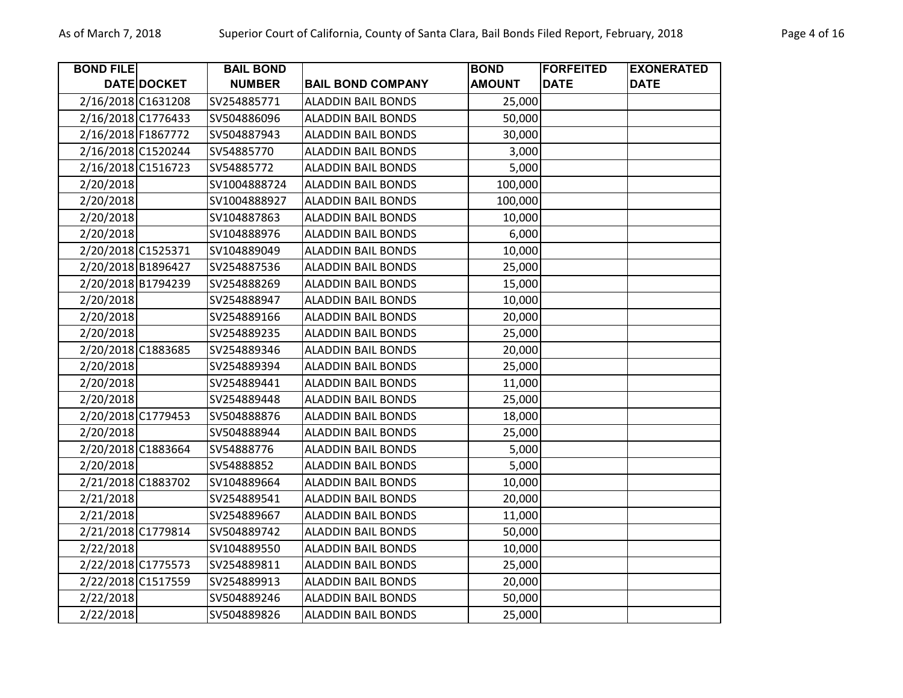| BOND FILE DATE | DOCKET | BAIL BOND NUMBER | BAIL BOND COMPANY | BOND AMOUNT | FORFEITED DATE | EXONERATED DATE |
|---|---|---|---|---|---|---|
| 2/16/2018 | C1631208 | SV254885771 | ALADDIN BAIL BONDS | 25,000 | | |
| 2/16/2018 | C1776433 | SV504886096 | ALADDIN BAIL BONDS | 50,000 | | |
| 2/16/2018 | F1867772 | SV504887943 | ALADDIN BAIL BONDS | 30,000 | | |
| 2/16/2018 | C1520244 | SV54885770 | ALADDIN BAIL BONDS | 3,000 | | |
| 2/16/2018 | C1516723 | SV54885772 | ALADDIN BAIL BONDS | 5,000 | | |
| 2/20/2018 | | SV1004888724 | ALADDIN BAIL BONDS | 100,000 | | |
| 2/20/2018 | | SV1004888927 | ALADDIN BAIL BONDS | 100,000 | | |
| 2/20/2018 | | SV104887863 | ALADDIN BAIL BONDS | 10,000 | | |
| 2/20/2018 | | SV104888976 | ALADDIN BAIL BONDS | 6,000 | | |
| 2/20/2018 | C1525371 | SV104889049 | ALADDIN BAIL BONDS | 10,000 | | |
| 2/20/2018 | B1896427 | SV254887536 | ALADDIN BAIL BONDS | 25,000 | | |
| 2/20/2018 | B1794239 | SV254888269 | ALADDIN BAIL BONDS | 15,000 | | |
| 2/20/2018 | | SV254888947 | ALADDIN BAIL BONDS | 10,000 | | |
| 2/20/2018 | | SV254889166 | ALADDIN BAIL BONDS | 20,000 | | |
| 2/20/2018 | | SV254889235 | ALADDIN BAIL BONDS | 25,000 | | |
| 2/20/2018 | C1883685 | SV254889346 | ALADDIN BAIL BONDS | 20,000 | | |
| 2/20/2018 | | SV254889394 | ALADDIN BAIL BONDS | 25,000 | | |
| 2/20/2018 | | SV254889441 | ALADDIN BAIL BONDS | 11,000 | | |
| 2/20/2018 | | SV254889448 | ALADDIN BAIL BONDS | 25,000 | | |
| 2/20/2018 | C1779453 | SV504888876 | ALADDIN BAIL BONDS | 18,000 | | |
| 2/20/2018 | | SV504888944 | ALADDIN BAIL BONDS | 25,000 | | |
| 2/20/2018 | C1883664 | SV54888776 | ALADDIN BAIL BONDS | 5,000 | | |
| 2/20/2018 | | SV54888852 | ALADDIN BAIL BONDS | 5,000 | | |
| 2/21/2018 | C1883702 | SV104889664 | ALADDIN BAIL BONDS | 10,000 | | |
| 2/21/2018 | | SV254889541 | ALADDIN BAIL BONDS | 20,000 | | |
| 2/21/2018 | | SV254889667 | ALADDIN BAIL BONDS | 11,000 | | |
| 2/21/2018 | C1779814 | SV504889742 | ALADDIN BAIL BONDS | 50,000 | | |
| 2/22/2018 | | SV104889550 | ALADDIN BAIL BONDS | 10,000 | | |
| 2/22/2018 | C1775573 | SV254889811 | ALADDIN BAIL BONDS | 25,000 | | |
| 2/22/2018 | C1517559 | SV254889913 | ALADDIN BAIL BONDS | 20,000 | | |
| 2/22/2018 | | SV504889246 | ALADDIN BAIL BONDS | 50,000 | | |
| 2/22/2018 | | SV504889826 | ALADDIN BAIL BONDS | 25,000 | | |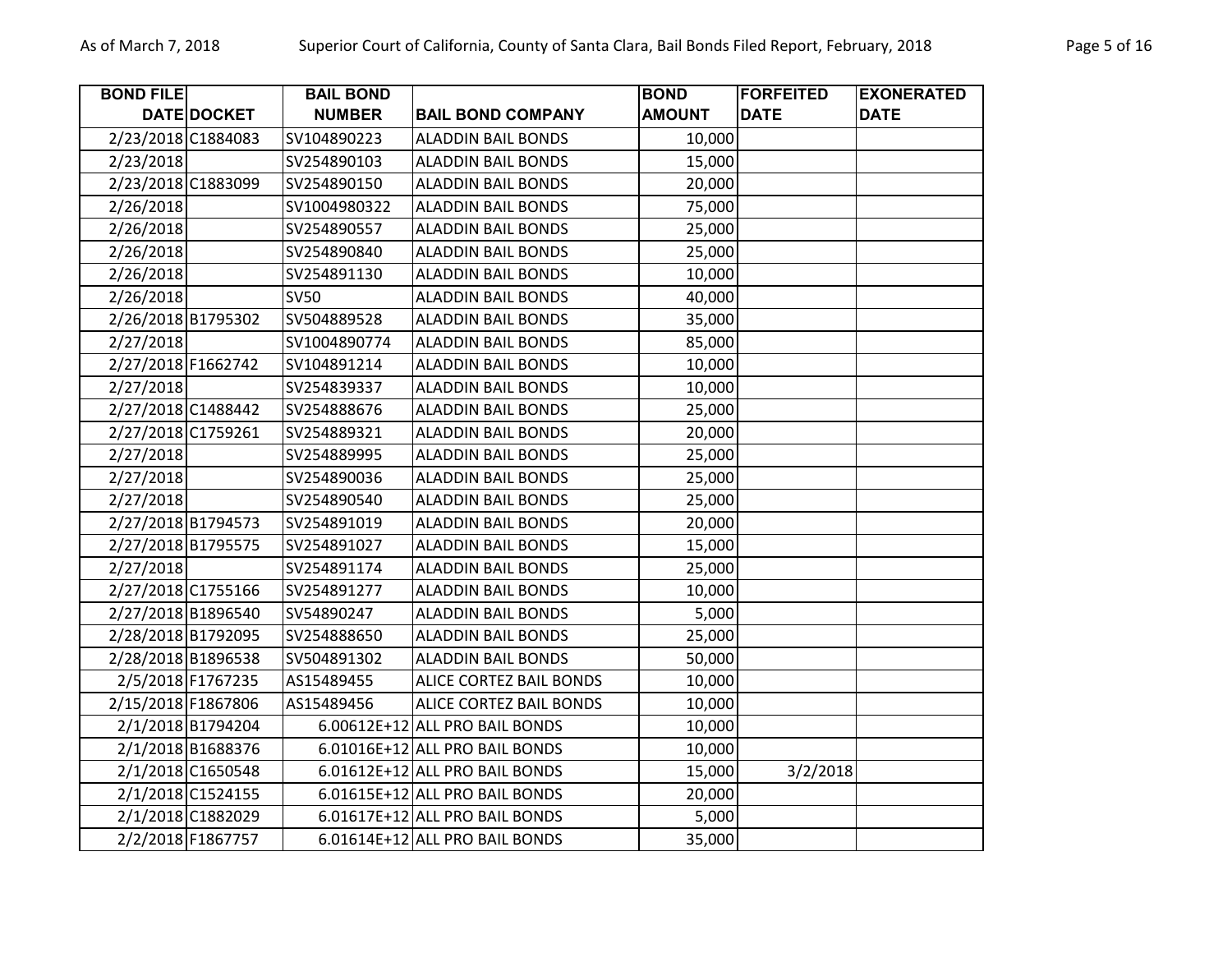| BOND FILE DATE | DOCKET | BAIL BOND NUMBER | BAIL BOND COMPANY | BOND AMOUNT | FORFEITED DATE | EXONERATED DATE |
|---|---|---|---|---|---|---|
| 2/23/2018 | C1884083 | SV104890223 | ALADDIN BAIL BONDS | 10,000 | | |
| 2/23/2018 | | SV254890103 | ALADDIN BAIL BONDS | 15,000 | | |
| 2/23/2018 | C1883099 | SV254890150 | ALADDIN BAIL BONDS | 20,000 | | |
| 2/26/2018 | | SV1004980322 | ALADDIN BAIL BONDS | 75,000 | | |
| 2/26/2018 | | SV254890557 | ALADDIN BAIL BONDS | 25,000 | | |
| 2/26/2018 | | SV254890840 | ALADDIN BAIL BONDS | 25,000 | | |
| 2/26/2018 | | SV254891130 | ALADDIN BAIL BONDS | 10,000 | | |
| 2/26/2018 | | SV50 | ALADDIN BAIL BONDS | 40,000 | | |
| 2/26/2018 | B1795302 | SV504889528 | ALADDIN BAIL BONDS | 35,000 | | |
| 2/27/2018 | | SV1004890774 | ALADDIN BAIL BONDS | 85,000 | | |
| 2/27/2018 | F1662742 | SV104891214 | ALADDIN BAIL BONDS | 10,000 | | |
| 2/27/2018 | | SV254839337 | ALADDIN BAIL BONDS | 10,000 | | |
| 2/27/2018 | C1488442 | SV254888676 | ALADDIN BAIL BONDS | 25,000 | | |
| 2/27/2018 | C1759261 | SV254889321 | ALADDIN BAIL BONDS | 20,000 | | |
| 2/27/2018 | | SV254889995 | ALADDIN BAIL BONDS | 25,000 | | |
| 2/27/2018 | | SV254890036 | ALADDIN BAIL BONDS | 25,000 | | |
| 2/27/2018 | | SV254890540 | ALADDIN BAIL BONDS | 25,000 | | |
| 2/27/2018 | B1794573 | SV254891019 | ALADDIN BAIL BONDS | 20,000 | | |
| 2/27/2018 | B1795575 | SV254891027 | ALADDIN BAIL BONDS | 15,000 | | |
| 2/27/2018 | | SV254891174 | ALADDIN BAIL BONDS | 25,000 | | |
| 2/27/2018 | C1755166 | SV254891277 | ALADDIN BAIL BONDS | 10,000 | | |
| 2/27/2018 | B1896540 | SV54890247 | ALADDIN BAIL BONDS | 5,000 | | |
| 2/28/2018 | B1792095 | SV254888650 | ALADDIN BAIL BONDS | 25,000 | | |
| 2/28/2018 | B1896538 | SV504891302 | ALADDIN BAIL BONDS | 50,000 | | |
| 2/5/2018 | F1767235 | AS15489455 | ALICE CORTEZ BAIL BONDS | 10,000 | | |
| 2/15/2018 | F1867806 | AS15489456 | ALICE CORTEZ BAIL BONDS | 10,000 | | |
| 2/1/2018 | B1794204 | 6.00612E+12 | ALL PRO BAIL BONDS | 10,000 | | |
| 2/1/2018 | B1688376 | 6.01016E+12 | ALL PRO BAIL BONDS | 10,000 | | |
| 2/1/2018 | C1650548 | 6.01612E+12 | ALL PRO BAIL BONDS | 15,000 | 3/2/2018 | |
| 2/1/2018 | C1524155 | 6.01615E+12 | ALL PRO BAIL BONDS | 20,000 | | |
| 2/1/2018 | C1882029 | 6.01617E+12 | ALL PRO BAIL BONDS | 5,000 | | |
| 2/2/2018 | F1867757 | 6.01614E+12 | ALL PRO BAIL BONDS | 35,000 | | |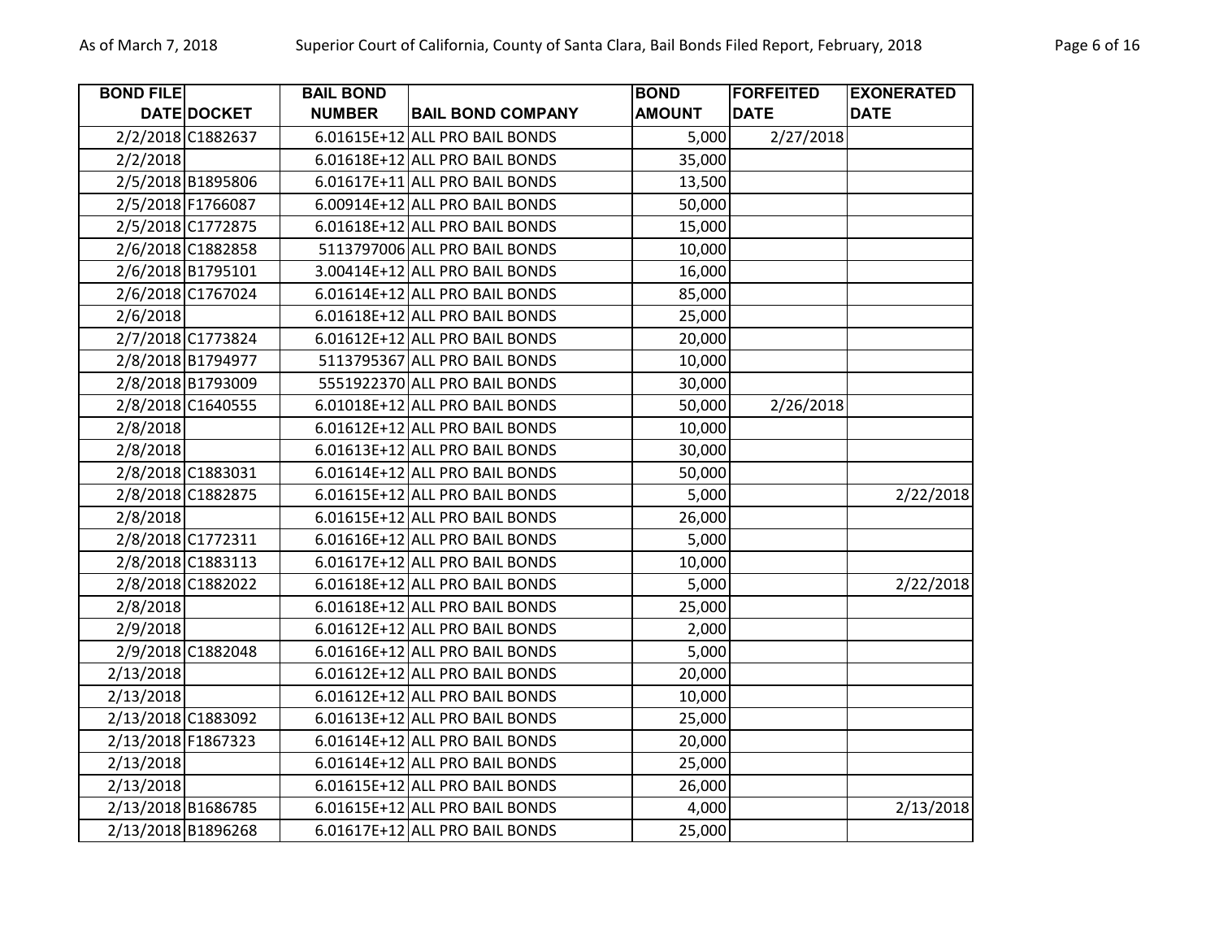| BOND FILE DATE | DOCKET | BAIL BOND NUMBER | BAIL BOND COMPANY | BOND AMOUNT | FORFEITED DATE | EXONERATED DATE |
|---|---|---|---|---|---|---|
| 2/2/2018 | C1882637 | 6.01615E+12 | ALL PRO BAIL BONDS | 5,000 | 2/27/2018 | |
| 2/2/2018 | | 6.01618E+12 | ALL PRO BAIL BONDS | 35,000 | | |
| 2/5/2018 | B1895806 | 6.01617E+11 | ALL PRO BAIL BONDS | 13,500 | | |
| 2/5/2018 | F1766087 | 6.00914E+12 | ALL PRO BAIL BONDS | 50,000 | | |
| 2/5/2018 | C1772875 | 6.01618E+12 | ALL PRO BAIL BONDS | 15,000 | | |
| 2/6/2018 | C1882858 | 5113797006 | ALL PRO BAIL BONDS | 10,000 | | |
| 2/6/2018 | B1795101 | 3.00414E+12 | ALL PRO BAIL BONDS | 16,000 | | |
| 2/6/2018 | C1767024 | 6.01614E+12 | ALL PRO BAIL BONDS | 85,000 | | |
| 2/6/2018 | | 6.01618E+12 | ALL PRO BAIL BONDS | 25,000 | | |
| 2/7/2018 | C1773824 | 6.01612E+12 | ALL PRO BAIL BONDS | 20,000 | | |
| 2/8/2018 | B1794977 | 5113795367 | ALL PRO BAIL BONDS | 10,000 | | |
| 2/8/2018 | B1793009 | 5551922370 | ALL PRO BAIL BONDS | 30,000 | | |
| 2/8/2018 | C1640555 | 6.01018E+12 | ALL PRO BAIL BONDS | 50,000 | 2/26/2018 | |
| 2/8/2018 | | 6.01612E+12 | ALL PRO BAIL BONDS | 10,000 | | |
| 2/8/2018 | | 6.01613E+12 | ALL PRO BAIL BONDS | 30,000 | | |
| 2/8/2018 | C1883031 | 6.01614E+12 | ALL PRO BAIL BONDS | 50,000 | | |
| 2/8/2018 | C1882875 | 6.01615E+12 | ALL PRO BAIL BONDS | 5,000 | | 2/22/2018 |
| 2/8/2018 | | 6.01615E+12 | ALL PRO BAIL BONDS | 26,000 | | |
| 2/8/2018 | C1772311 | 6.01616E+12 | ALL PRO BAIL BONDS | 5,000 | | |
| 2/8/2018 | C1883113 | 6.01617E+12 | ALL PRO BAIL BONDS | 10,000 | | |
| 2/8/2018 | C1882022 | 6.01618E+12 | ALL PRO BAIL BONDS | 5,000 | | 2/22/2018 |
| 2/8/2018 | | 6.01618E+12 | ALL PRO BAIL BONDS | 25,000 | | |
| 2/9/2018 | | 6.01612E+12 | ALL PRO BAIL BONDS | 2,000 | | |
| 2/9/2018 | C1882048 | 6.01616E+12 | ALL PRO BAIL BONDS | 5,000 | | |
| 2/13/2018 | | 6.01612E+12 | ALL PRO BAIL BONDS | 20,000 | | |
| 2/13/2018 | | 6.01612E+12 | ALL PRO BAIL BONDS | 10,000 | | |
| 2/13/2018 | C1883092 | 6.01613E+12 | ALL PRO BAIL BONDS | 25,000 | | |
| 2/13/2018 | F1867323 | 6.01614E+12 | ALL PRO BAIL BONDS | 20,000 | | |
| 2/13/2018 | | 6.01614E+12 | ALL PRO BAIL BONDS | 25,000 | | |
| 2/13/2018 | | 6.01615E+12 | ALL PRO BAIL BONDS | 26,000 | | |
| 2/13/2018 | B1686785 | 6.01615E+12 | ALL PRO BAIL BONDS | 4,000 | | 2/13/2018 |
| 2/13/2018 | B1896268 | 6.01617E+12 | ALL PRO BAIL BONDS | 25,000 | | |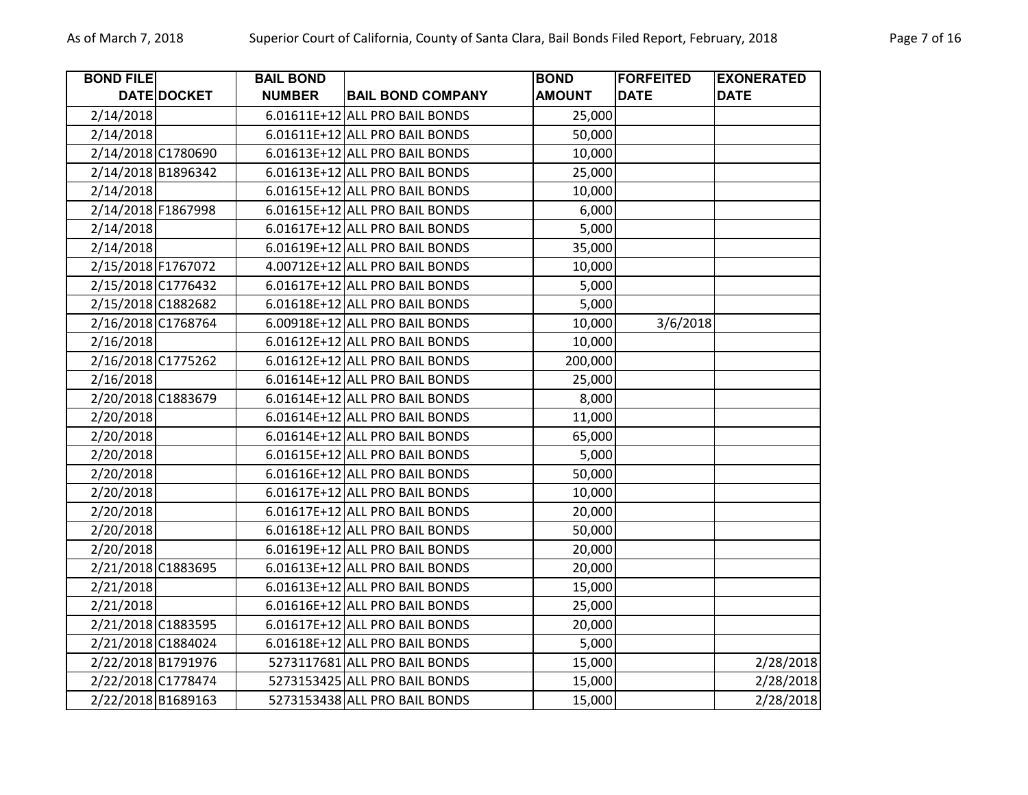| BOND FILE DATE | DOCKET | BAIL BOND NUMBER | BAIL BOND COMPANY | BOND AMOUNT | FORFEITED DATE | EXONERATED DATE |
|---|---|---|---|---|---|---|
| 2/14/2018 | | 6.01611E+12 | ALL PRO BAIL BONDS | 25,000 | | |
| 2/14/2018 | | 6.01611E+12 | ALL PRO BAIL BONDS | 50,000 | | |
| 2/14/2018 | C1780690 | 6.01613E+12 | ALL PRO BAIL BONDS | 10,000 | | |
| 2/14/2018 | B1896342 | 6.01613E+12 | ALL PRO BAIL BONDS | 25,000 | | |
| 2/14/2018 | | 6.01615E+12 | ALL PRO BAIL BONDS | 10,000 | | |
| 2/14/2018 | F1867998 | 6.01615E+12 | ALL PRO BAIL BONDS | 6,000 | | |
| 2/14/2018 | | 6.01617E+12 | ALL PRO BAIL BONDS | 5,000 | | |
| 2/14/2018 | | 6.01619E+12 | ALL PRO BAIL BONDS | 35,000 | | |
| 2/15/2018 | F1767072 | 4.00712E+12 | ALL PRO BAIL BONDS | 10,000 | | |
| 2/15/2018 | C1776432 | 6.01617E+12 | ALL PRO BAIL BONDS | 5,000 | | |
| 2/15/2018 | C1882682 | 6.01618E+12 | ALL PRO BAIL BONDS | 5,000 | | |
| 2/16/2018 | C1768764 | 6.00918E+12 | ALL PRO BAIL BONDS | 10,000 | 3/6/2018 | |
| 2/16/2018 | | 6.01612E+12 | ALL PRO BAIL BONDS | 10,000 | | |
| 2/16/2018 | C1775262 | 6.01612E+12 | ALL PRO BAIL BONDS | 200,000 | | |
| 2/16/2018 | | 6.01614E+12 | ALL PRO BAIL BONDS | 25,000 | | |
| 2/20/2018 | C1883679 | 6.01614E+12 | ALL PRO BAIL BONDS | 8,000 | | |
| 2/20/2018 | | 6.01614E+12 | ALL PRO BAIL BONDS | 11,000 | | |
| 2/20/2018 | | 6.01614E+12 | ALL PRO BAIL BONDS | 65,000 | | |
| 2/20/2018 | | 6.01615E+12 | ALL PRO BAIL BONDS | 5,000 | | |
| 2/20/2018 | | 6.01616E+12 | ALL PRO BAIL BONDS | 50,000 | | |
| 2/20/2018 | | 6.01617E+12 | ALL PRO BAIL BONDS | 10,000 | | |
| 2/20/2018 | | 6.01617E+12 | ALL PRO BAIL BONDS | 20,000 | | |
| 2/20/2018 | | 6.01618E+12 | ALL PRO BAIL BONDS | 50,000 | | |
| 2/20/2018 | | 6.01619E+12 | ALL PRO BAIL BONDS | 20,000 | | |
| 2/21/2018 | C1883695 | 6.01613E+12 | ALL PRO BAIL BONDS | 20,000 | | |
| 2/21/2018 | | 6.01613E+12 | ALL PRO BAIL BONDS | 15,000 | | |
| 2/21/2018 | | 6.01616E+12 | ALL PRO BAIL BONDS | 25,000 | | |
| 2/21/2018 | C1883595 | 6.01617E+12 | ALL PRO BAIL BONDS | 20,000 | | |
| 2/21/2018 | C1884024 | 6.01618E+12 | ALL PRO BAIL BONDS | 5,000 | | |
| 2/22/2018 | B1791976 | 5273117681 | ALL PRO BAIL BONDS | 15,000 | | 2/28/2018 |
| 2/22/2018 | C1778474 | 5273153425 | ALL PRO BAIL BONDS | 15,000 | | 2/28/2018 |
| 2/22/2018 | B1689163 | 5273153438 | ALL PRO BAIL BONDS | 15,000 | | 2/28/2018 |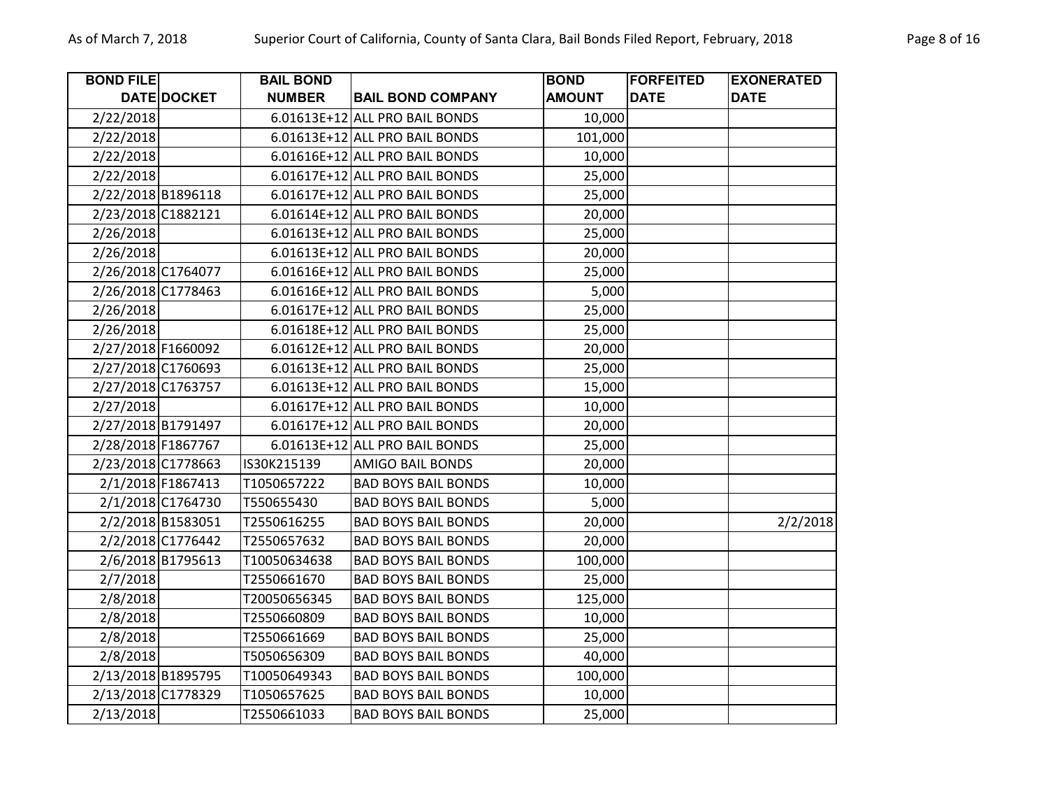| BOND FILE DATE | DOCKET | BAIL BOND NUMBER | BAIL BOND COMPANY | BOND AMOUNT | FORFEITED DATE | EXONERATED DATE |
|---|---|---|---|---|---|---|
| 2/22/2018 | | 6.01613E+12 | ALL PRO BAIL BONDS | 10,000 | | |
| 2/22/2018 | | 6.01613E+12 | ALL PRO BAIL BONDS | 101,000 | | |
| 2/22/2018 | | 6.01616E+12 | ALL PRO BAIL BONDS | 10,000 | | |
| 2/22/2018 | | 6.01617E+12 | ALL PRO BAIL BONDS | 25,000 | | |
| 2/22/2018 | B1896118 | 6.01617E+12 | ALL PRO BAIL BONDS | 25,000 | | |
| 2/23/2018 | C1882121 | 6.01614E+12 | ALL PRO BAIL BONDS | 20,000 | | |
| 2/26/2018 | | 6.01613E+12 | ALL PRO BAIL BONDS | 25,000 | | |
| 2/26/2018 | | 6.01613E+12 | ALL PRO BAIL BONDS | 20,000 | | |
| 2/26/2018 | C1764077 | 6.01616E+12 | ALL PRO BAIL BONDS | 25,000 | | |
| 2/26/2018 | C1778463 | 6.01616E+12 | ALL PRO BAIL BONDS | 5,000 | | |
| 2/26/2018 | | 6.01617E+12 | ALL PRO BAIL BONDS | 25,000 | | |
| 2/26/2018 | | 6.01618E+12 | ALL PRO BAIL BONDS | 25,000 | | |
| 2/27/2018 | F1660092 | 6.01612E+12 | ALL PRO BAIL BONDS | 20,000 | | |
| 2/27/2018 | C1760693 | 6.01613E+12 | ALL PRO BAIL BONDS | 25,000 | | |
| 2/27/2018 | C1763757 | 6.01613E+12 | ALL PRO BAIL BONDS | 15,000 | | |
| 2/27/2018 | | 6.01617E+12 | ALL PRO BAIL BONDS | 10,000 | | |
| 2/27/2018 | B1791497 | 6.01617E+12 | ALL PRO BAIL BONDS | 20,000 | | |
| 2/28/2018 | F1867767 | 6.01613E+12 | ALL PRO BAIL BONDS | 25,000 | | |
| 2/23/2018 | C1778663 | IS30K215139 | AMIGO BAIL BONDS | 20,000 | | |
| 2/1/2018 | F1867413 | T1050657222 | BAD BOYS BAIL BONDS | 10,000 | | |
| 2/1/2018 | C1764730 | T550655430 | BAD BOYS BAIL BONDS | 5,000 | | |
| 2/2/2018 | B1583051 | T2550616255 | BAD BOYS BAIL BONDS | 20,000 | | 2/2/2018 |
| 2/2/2018 | C1776442 | T2550657632 | BAD BOYS BAIL BONDS | 20,000 | | |
| 2/6/2018 | B1795613 | T10050634638 | BAD BOYS BAIL BONDS | 100,000 | | |
| 2/7/2018 | | T2550661670 | BAD BOYS BAIL BONDS | 25,000 | | |
| 2/8/2018 | | T20050656345 | BAD BOYS BAIL BONDS | 125,000 | | |
| 2/8/2018 | | T2550660809 | BAD BOYS BAIL BONDS | 10,000 | | |
| 2/8/2018 | | T2550661669 | BAD BOYS BAIL BONDS | 25,000 | | |
| 2/8/2018 | | T5050656309 | BAD BOYS BAIL BONDS | 40,000 | | |
| 2/13/2018 | B1895795 | T10050649343 | BAD BOYS BAIL BONDS | 100,000 | | |
| 2/13/2018 | C1778329 | T1050657625 | BAD BOYS BAIL BONDS | 10,000 | | |
| 2/13/2018 | | T2550661033 | BAD BOYS BAIL BONDS | 25,000 | | |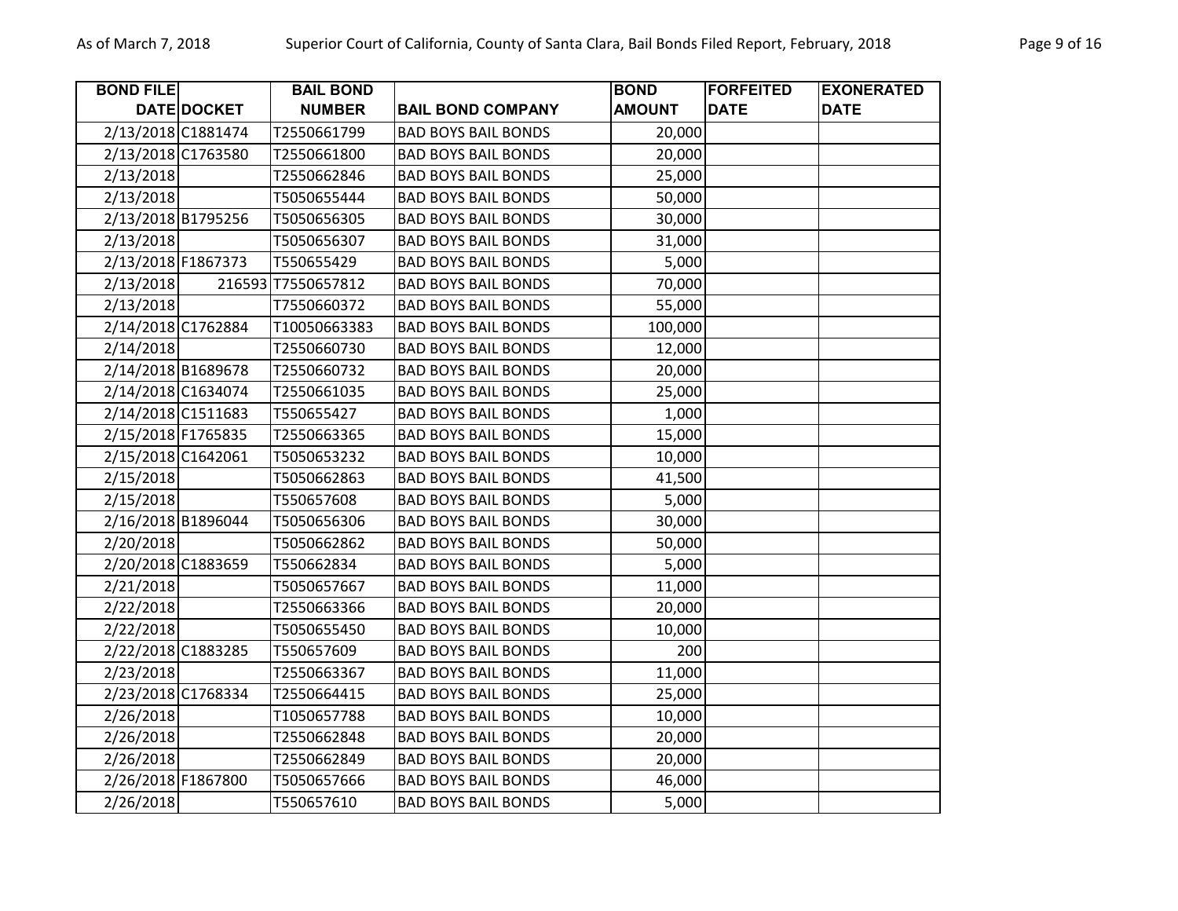| BOND FILE DATE | DOCKET | BAIL BOND NUMBER | BAIL BOND COMPANY | BOND AMOUNT | FORFEITED DATE | EXONERATED DATE |
|---|---|---|---|---|---|---|
| 2/13/2018 | C1881474 | T2550661799 | BAD BOYS BAIL BONDS | 20,000 | | |
| 2/13/2018 | C1763580 | T2550661800 | BAD BOYS BAIL BONDS | 20,000 | | |
| 2/13/2018 | | T2550662846 | BAD BOYS BAIL BONDS | 25,000 | | |
| 2/13/2018 | | T5050655444 | BAD BOYS BAIL BONDS | 50,000 | | |
| 2/13/2018 | B1795256 | T5050656305 | BAD BOYS BAIL BONDS | 30,000 | | |
| 2/13/2018 | | T5050656307 | BAD BOYS BAIL BONDS | 31,000 | | |
| 2/13/2018 | F1867373 | T550655429 | BAD BOYS BAIL BONDS | 5,000 | | |
| 2/13/2018 | 216593 | T7550657812 | BAD BOYS BAIL BONDS | 70,000 | | |
| 2/13/2018 | | T7550660372 | BAD BOYS BAIL BONDS | 55,000 | | |
| 2/14/2018 | C1762884 | T10050663383 | BAD BOYS BAIL BONDS | 100,000 | | |
| 2/14/2018 | | T2550660730 | BAD BOYS BAIL BONDS | 12,000 | | |
| 2/14/2018 | B1689678 | T2550660732 | BAD BOYS BAIL BONDS | 20,000 | | |
| 2/14/2018 | C1634074 | T2550661035 | BAD BOYS BAIL BONDS | 25,000 | | |
| 2/14/2018 | C1511683 | T550655427 | BAD BOYS BAIL BONDS | 1,000 | | |
| 2/15/2018 | F1765835 | T2550663365 | BAD BOYS BAIL BONDS | 15,000 | | |
| 2/15/2018 | C1642061 | T5050653232 | BAD BOYS BAIL BONDS | 10,000 | | |
| 2/15/2018 | | T5050662863 | BAD BOYS BAIL BONDS | 41,500 | | |
| 2/15/2018 | | T550657608 | BAD BOYS BAIL BONDS | 5,000 | | |
| 2/16/2018 | B1896044 | T5050656306 | BAD BOYS BAIL BONDS | 30,000 | | |
| 2/20/2018 | | T5050662862 | BAD BOYS BAIL BONDS | 50,000 | | |
| 2/20/2018 | C1883659 | T550662834 | BAD BOYS BAIL BONDS | 5,000 | | |
| 2/21/2018 | | T5050657667 | BAD BOYS BAIL BONDS | 11,000 | | |
| 2/22/2018 | | T2550663366 | BAD BOYS BAIL BONDS | 20,000 | | |
| 2/22/2018 | | T5050655450 | BAD BOYS BAIL BONDS | 10,000 | | |
| 2/22/2018 | C1883285 | T550657609 | BAD BOYS BAIL BONDS | 200 | | |
| 2/23/2018 | | T2550663367 | BAD BOYS BAIL BONDS | 11,000 | | |
| 2/23/2018 | C1768334 | T2550664415 | BAD BOYS BAIL BONDS | 25,000 | | |
| 2/26/2018 | | T1050657788 | BAD BOYS BAIL BONDS | 10,000 | | |
| 2/26/2018 | | T2550662848 | BAD BOYS BAIL BONDS | 20,000 | | |
| 2/26/2018 | | T2550662849 | BAD BOYS BAIL BONDS | 20,000 | | |
| 2/26/2018 | F1867800 | T5050657666 | BAD BOYS BAIL BONDS | 46,000 | | |
| 2/26/2018 | | T550657610 | BAD BOYS BAIL BONDS | 5,000 | | |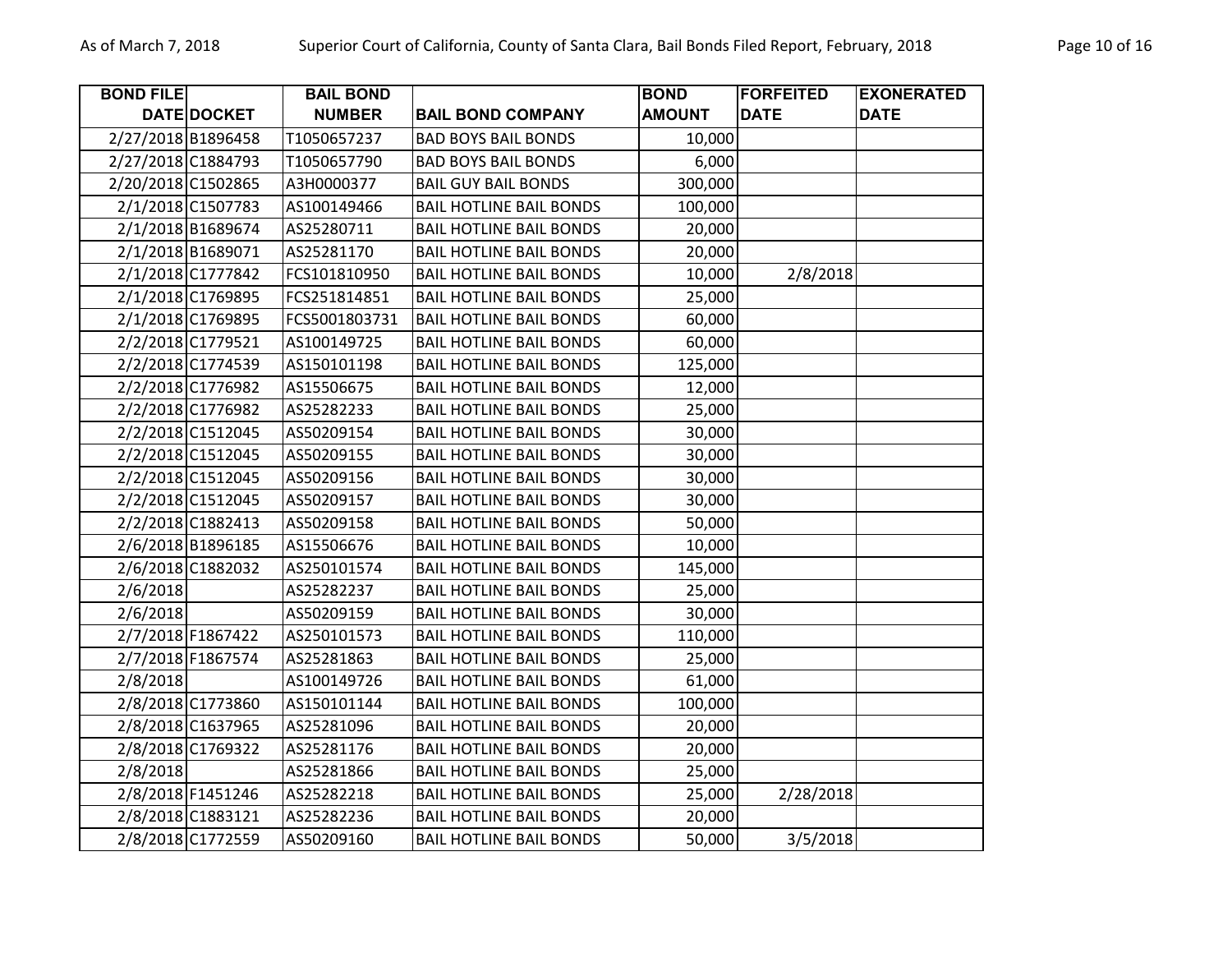| BOND FILE DATE | DOCKET | BAIL BOND NUMBER | BAIL BOND COMPANY | BOND AMOUNT | FORFEITED DATE | EXONERATED DATE |
|---|---|---|---|---|---|---|
| 2/27/2018 | B1896458 | T1050657237 | BAD BOYS BAIL BONDS | 10,000 | | |
| 2/27/2018 | C1884793 | T1050657790 | BAD BOYS BAIL BONDS | 6,000 | | |
| 2/20/2018 | C1502865 | A3H0000377 | BAIL GUY BAIL BONDS | 300,000 | | |
| 2/1/2018 | C1507783 | AS100149466 | BAIL HOTLINE BAIL BONDS | 100,000 | | |
| 2/1/2018 | B1689674 | AS25280711 | BAIL HOTLINE BAIL BONDS | 20,000 | | |
| 2/1/2018 | B1689071 | AS25281170 | BAIL HOTLINE BAIL BONDS | 20,000 | | |
| 2/1/2018 | C1777842 | FCS101810950 | BAIL HOTLINE BAIL BONDS | 10,000 | 2/8/2018 | |
| 2/1/2018 | C1769895 | FCS251814851 | BAIL HOTLINE BAIL BONDS | 25,000 | | |
| 2/1/2018 | C1769895 | FCS5001803731 | BAIL HOTLINE BAIL BONDS | 60,000 | | |
| 2/2/2018 | C1779521 | AS100149725 | BAIL HOTLINE BAIL BONDS | 60,000 | | |
| 2/2/2018 | C1774539 | AS150101198 | BAIL HOTLINE BAIL BONDS | 125,000 | | |
| 2/2/2018 | C1776982 | AS15506675 | BAIL HOTLINE BAIL BONDS | 12,000 | | |
| 2/2/2018 | C1776982 | AS25282233 | BAIL HOTLINE BAIL BONDS | 25,000 | | |
| 2/2/2018 | C1512045 | AS50209154 | BAIL HOTLINE BAIL BONDS | 30,000 | | |
| 2/2/2018 | C1512045 | AS50209155 | BAIL HOTLINE BAIL BONDS | 30,000 | | |
| 2/2/2018 | C1512045 | AS50209156 | BAIL HOTLINE BAIL BONDS | 30,000 | | |
| 2/2/2018 | C1512045 | AS50209157 | BAIL HOTLINE BAIL BONDS | 30,000 | | |
| 2/2/2018 | C1882413 | AS50209158 | BAIL HOTLINE BAIL BONDS | 50,000 | | |
| 2/6/2018 | B1896185 | AS15506676 | BAIL HOTLINE BAIL BONDS | 10,000 | | |
| 2/6/2018 | C1882032 | AS250101574 | BAIL HOTLINE BAIL BONDS | 145,000 | | |
| 2/6/2018 | | AS25282237 | BAIL HOTLINE BAIL BONDS | 25,000 | | |
| 2/6/2018 | | AS50209159 | BAIL HOTLINE BAIL BONDS | 30,000 | | |
| 2/7/2018 | F1867422 | AS250101573 | BAIL HOTLINE BAIL BONDS | 110,000 | | |
| 2/7/2018 | F1867574 | AS25281863 | BAIL HOTLINE BAIL BONDS | 25,000 | | |
| 2/8/2018 | | AS100149726 | BAIL HOTLINE BAIL BONDS | 61,000 | | |
| 2/8/2018 | C1773860 | AS150101144 | BAIL HOTLINE BAIL BONDS | 100,000 | | |
| 2/8/2018 | C1637965 | AS25281096 | BAIL HOTLINE BAIL BONDS | 20,000 | | |
| 2/8/2018 | C1769322 | AS25281176 | BAIL HOTLINE BAIL BONDS | 20,000 | | |
| 2/8/2018 | | AS25281866 | BAIL HOTLINE BAIL BONDS | 25,000 | | |
| 2/8/2018 | F1451246 | AS25282218 | BAIL HOTLINE BAIL BONDS | 25,000 | 2/28/2018 | |
| 2/8/2018 | C1883121 | AS25282236 | BAIL HOTLINE BAIL BONDS | 20,000 | | |
| 2/8/2018 | C1772559 | AS50209160 | BAIL HOTLINE BAIL BONDS | 50,000 | 3/5/2018 | |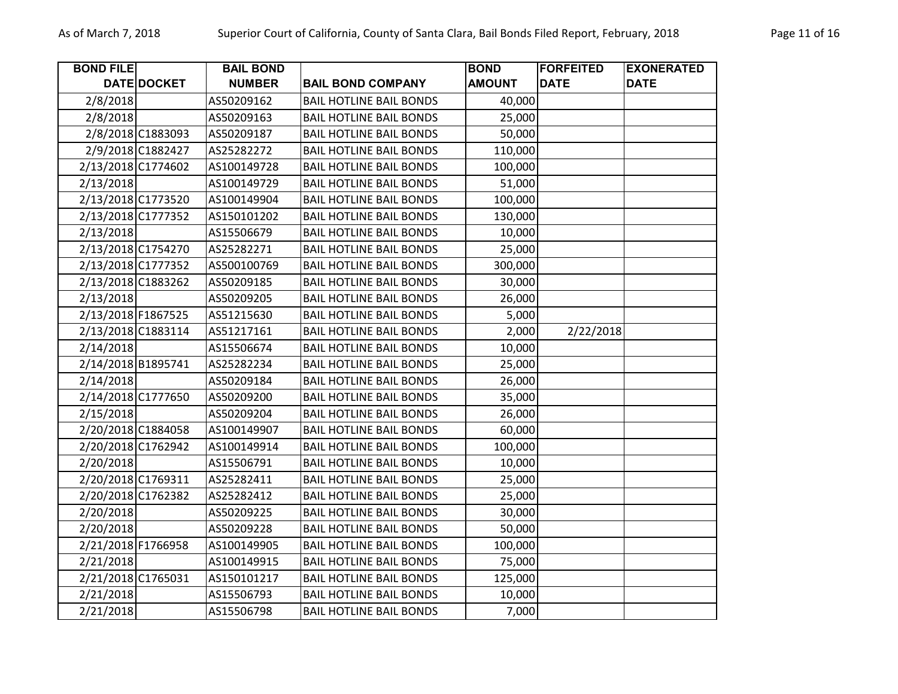| BOND FILE DATE | DOCKET | BAIL BOND NUMBER | BAIL BOND COMPANY | BOND AMOUNT | FORFEITED DATE | EXONERATED DATE |
|---|---|---|---|---|---|---|
| 2/8/2018 | | AS50209162 | BAIL HOTLINE BAIL BONDS | 40,000 | | |
| 2/8/2018 | | AS50209163 | BAIL HOTLINE BAIL BONDS | 25,000 | | |
| 2/8/2018 | C1883093 | AS50209187 | BAIL HOTLINE BAIL BONDS | 50,000 | | |
| 2/9/2018 | C1882427 | AS25282272 | BAIL HOTLINE BAIL BONDS | 110,000 | | |
| 2/13/2018 | C1774602 | AS100149728 | BAIL HOTLINE BAIL BONDS | 100,000 | | |
| 2/13/2018 | | AS100149729 | BAIL HOTLINE BAIL BONDS | 51,000 | | |
| 2/13/2018 | C1773520 | AS100149904 | BAIL HOTLINE BAIL BONDS | 100,000 | | |
| 2/13/2018 | C1777352 | AS150101202 | BAIL HOTLINE BAIL BONDS | 130,000 | | |
| 2/13/2018 | | AS15506679 | BAIL HOTLINE BAIL BONDS | 10,000 | | |
| 2/13/2018 | C1754270 | AS25282271 | BAIL HOTLINE BAIL BONDS | 25,000 | | |
| 2/13/2018 | C1777352 | AS500100769 | BAIL HOTLINE BAIL BONDS | 300,000 | | |
| 2/13/2018 | C1883262 | AS50209185 | BAIL HOTLINE BAIL BONDS | 30,000 | | |
| 2/13/2018 | | AS50209205 | BAIL HOTLINE BAIL BONDS | 26,000 | | |
| 2/13/2018 | F1867525 | AS51215630 | BAIL HOTLINE BAIL BONDS | 5,000 | | |
| 2/13/2018 | C1883114 | AS51217161 | BAIL HOTLINE BAIL BONDS | 2,000 | 2/22/2018 | |
| 2/14/2018 | | AS15506674 | BAIL HOTLINE BAIL BONDS | 10,000 | | |
| 2/14/2018 | B1895741 | AS25282234 | BAIL HOTLINE BAIL BONDS | 25,000 | | |
| 2/14/2018 | | AS50209184 | BAIL HOTLINE BAIL BONDS | 26,000 | | |
| 2/14/2018 | C1777650 | AS50209200 | BAIL HOTLINE BAIL BONDS | 35,000 | | |
| 2/15/2018 | | AS50209204 | BAIL HOTLINE BAIL BONDS | 26,000 | | |
| 2/20/2018 | C1884058 | AS100149907 | BAIL HOTLINE BAIL BONDS | 60,000 | | |
| 2/20/2018 | C1762942 | AS100149914 | BAIL HOTLINE BAIL BONDS | 100,000 | | |
| 2/20/2018 | | AS15506791 | BAIL HOTLINE BAIL BONDS | 10,000 | | |
| 2/20/2018 | C1769311 | AS25282411 | BAIL HOTLINE BAIL BONDS | 25,000 | | |
| 2/20/2018 | C1762382 | AS25282412 | BAIL HOTLINE BAIL BONDS | 25,000 | | |
| 2/20/2018 | | AS50209225 | BAIL HOTLINE BAIL BONDS | 30,000 | | |
| 2/20/2018 | | AS50209228 | BAIL HOTLINE BAIL BONDS | 50,000 | | |
| 2/21/2018 | F1766958 | AS100149905 | BAIL HOTLINE BAIL BONDS | 100,000 | | |
| 2/21/2018 | | AS100149915 | BAIL HOTLINE BAIL BONDS | 75,000 | | |
| 2/21/2018 | C1765031 | AS150101217 | BAIL HOTLINE BAIL BONDS | 125,000 | | |
| 2/21/2018 | | AS15506793 | BAIL HOTLINE BAIL BONDS | 10,000 | | |
| 2/21/2018 | | AS15506798 | BAIL HOTLINE BAIL BONDS | 7,000 | | |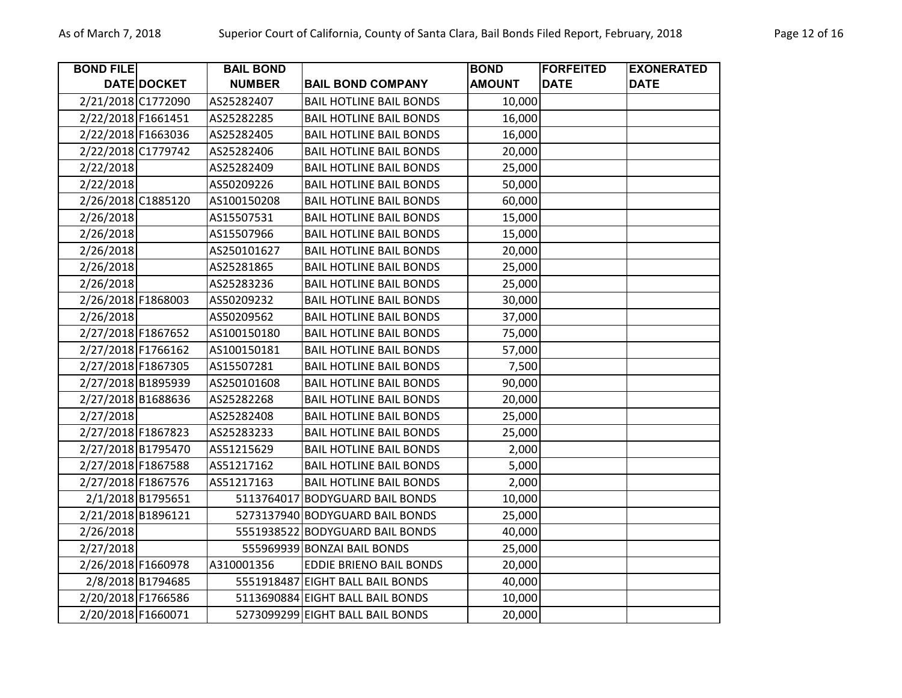| BOND FILE DATE | DOCKET | BAIL BOND NUMBER | BAIL BOND COMPANY | BOND AMOUNT | FORFEITED DATE | EXONERATED DATE |
|---|---|---|---|---|---|---|
| 2/21/2018 | C1772090 | AS25282407 | BAIL HOTLINE BAIL BONDS | 10,000 | | |
| 2/22/2018 | F1661451 | AS25282285 | BAIL HOTLINE BAIL BONDS | 16,000 | | |
| 2/22/2018 | F1663036 | AS25282405 | BAIL HOTLINE BAIL BONDS | 16,000 | | |
| 2/22/2018 | C1779742 | AS25282406 | BAIL HOTLINE BAIL BONDS | 20,000 | | |
| 2/22/2018 | | AS25282409 | BAIL HOTLINE BAIL BONDS | 25,000 | | |
| 2/22/2018 | | AS50209226 | BAIL HOTLINE BAIL BONDS | 50,000 | | |
| 2/26/2018 | C1885120 | AS100150208 | BAIL HOTLINE BAIL BONDS | 60,000 | | |
| 2/26/2018 | | AS15507531 | BAIL HOTLINE BAIL BONDS | 15,000 | | |
| 2/26/2018 | | AS15507966 | BAIL HOTLINE BAIL BONDS | 15,000 | | |
| 2/26/2018 | | AS250101627 | BAIL HOTLINE BAIL BONDS | 20,000 | | |
| 2/26/2018 | | AS25281865 | BAIL HOTLINE BAIL BONDS | 25,000 | | |
| 2/26/2018 | | AS25283236 | BAIL HOTLINE BAIL BONDS | 25,000 | | |
| 2/26/2018 | F1868003 | AS50209232 | BAIL HOTLINE BAIL BONDS | 30,000 | | |
| 2/26/2018 | | AS50209562 | BAIL HOTLINE BAIL BONDS | 37,000 | | |
| 2/27/2018 | F1867652 | AS100150180 | BAIL HOTLINE BAIL BONDS | 75,000 | | |
| 2/27/2018 | F1766162 | AS100150181 | BAIL HOTLINE BAIL BONDS | 57,000 | | |
| 2/27/2018 | F1867305 | AS15507281 | BAIL HOTLINE BAIL BONDS | 7,500 | | |
| 2/27/2018 | B1895939 | AS250101608 | BAIL HOTLINE BAIL BONDS | 90,000 | | |
| 2/27/2018 | B1688636 | AS25282268 | BAIL HOTLINE BAIL BONDS | 20,000 | | |
| 2/27/2018 | | AS25282408 | BAIL HOTLINE BAIL BONDS | 25,000 | | |
| 2/27/2018 | F1867823 | AS25283233 | BAIL HOTLINE BAIL BONDS | 25,000 | | |
| 2/27/2018 | B1795470 | AS51215629 | BAIL HOTLINE BAIL BONDS | 2,000 | | |
| 2/27/2018 | F1867588 | AS51217162 | BAIL HOTLINE BAIL BONDS | 5,000 | | |
| 2/27/2018 | F1867576 | AS51217163 | BAIL HOTLINE BAIL BONDS | 2,000 | | |
| 2/1/2018 | B1795651 | 5113764017 | BODYGUARD BAIL BONDS | 10,000 | | |
| 2/21/2018 | B1896121 | 5273137940 | BODYGUARD BAIL BONDS | 25,000 | | |
| 2/26/2018 | | 5551938522 | BODYGUARD BAIL BONDS | 40,000 | | |
| 2/27/2018 | | 555969939 | BONZAI BAIL BONDS | 25,000 | | |
| 2/26/2018 | F1660978 | A310001356 | EDDIE BRIENO BAIL BONDS | 20,000 | | |
| 2/8/2018 | B1794685 | 5551918487 | EIGHT BALL BAIL BONDS | 40,000 | | |
| 2/20/2018 | F1766586 | 5113690884 | EIGHT BALL BAIL BONDS | 10,000 | | |
| 2/20/2018 | F1660071 | 5273099299 | EIGHT BALL BAIL BONDS | 20,000 | | |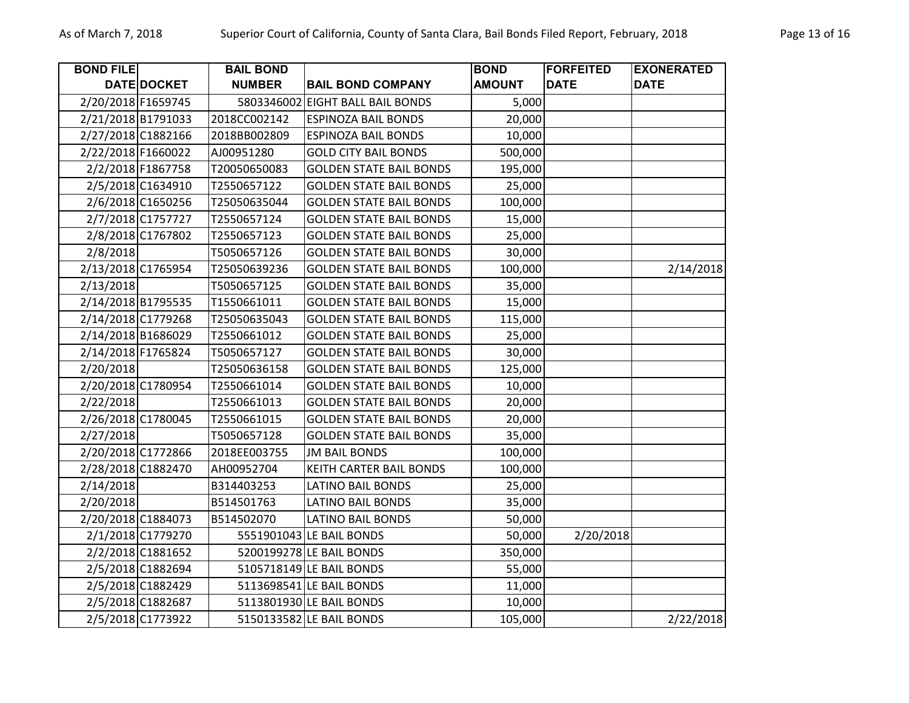| BOND FILE DATE | DOCKET | BAIL BOND NUMBER | BAIL BOND COMPANY | BOND AMOUNT | FORFEITED DATE | EXONERATED DATE |
|---|---|---|---|---|---|---|
| 2/20/2018 | F1659745 | 5803346002 | EIGHT BALL BAIL BONDS | 5,000 | | |
| 2/21/2018 | B1791033 | 2018CC002142 | ESPINOZA BAIL BONDS | 20,000 | | |
| 2/27/2018 | C1882166 | 2018BB002809 | ESPINOZA BAIL BONDS | 10,000 | | |
| 2/22/2018 | F1660022 | AJ00951280 | GOLD CITY BAIL BONDS | 500,000 | | |
| 2/2/2018 | F1867758 | T20050650083 | GOLDEN STATE BAIL BONDS | 195,000 | | |
| 2/5/2018 | C1634910 | T2550657122 | GOLDEN STATE BAIL BONDS | 25,000 | | |
| 2/6/2018 | C1650256 | T25050635044 | GOLDEN STATE BAIL BONDS | 100,000 | | |
| 2/7/2018 | C1757727 | T2550657124 | GOLDEN STATE BAIL BONDS | 15,000 | | |
| 2/8/2018 | C1767802 | T2550657123 | GOLDEN STATE BAIL BONDS | 25,000 | | |
| 2/8/2018 | | T5050657126 | GOLDEN STATE BAIL BONDS | 30,000 | | |
| 2/13/2018 | C1765954 | T25050639236 | GOLDEN STATE BAIL BONDS | 100,000 | | 2/14/2018 |
| 2/13/2018 | | T5050657125 | GOLDEN STATE BAIL BONDS | 35,000 | | |
| 2/14/2018 | B1795535 | T1550661011 | GOLDEN STATE BAIL BONDS | 15,000 | | |
| 2/14/2018 | C1779268 | T25050635043 | GOLDEN STATE BAIL BONDS | 115,000 | | |
| 2/14/2018 | B1686029 | T2550661012 | GOLDEN STATE BAIL BONDS | 25,000 | | |
| 2/14/2018 | F1765824 | T5050657127 | GOLDEN STATE BAIL BONDS | 30,000 | | |
| 2/20/2018 | | T25050636158 | GOLDEN STATE BAIL BONDS | 125,000 | | |
| 2/20/2018 | C1780954 | T2550661014 | GOLDEN STATE BAIL BONDS | 10,000 | | |
| 2/22/2018 | | T2550661013 | GOLDEN STATE BAIL BONDS | 20,000 | | |
| 2/26/2018 | C1780045 | T2550661015 | GOLDEN STATE BAIL BONDS | 20,000 | | |
| 2/27/2018 | | T5050657128 | GOLDEN STATE BAIL BONDS | 35,000 | | |
| 2/20/2018 | C1772866 | 2018EE003755 | JM BAIL BONDS | 100,000 | | |
| 2/28/2018 | C1882470 | AH00952704 | KEITH CARTER BAIL BONDS | 100,000 | | |
| 2/14/2018 | | B314403253 | LATINO BAIL BONDS | 25,000 | | |
| 2/20/2018 | | B514501763 | LATINO BAIL BONDS | 35,000 | | |
| 2/20/2018 | C1884073 | B514502070 | LATINO BAIL BONDS | 50,000 | | |
| 2/1/2018 | C1779270 | 5551901043 | LE BAIL BONDS | 50,000 | 2/20/2018 | |
| 2/2/2018 | C1881652 | 5200199278 | LE BAIL BONDS | 350,000 | | |
| 2/5/2018 | C1882694 | 5105718149 | LE BAIL BONDS | 55,000 | | |
| 2/5/2018 | C1882429 | 5113698541 | LE BAIL BONDS | 11,000 | | |
| 2/5/2018 | C1882687 | 5113801930 | LE BAIL BONDS | 10,000 | | |
| 2/5/2018 | C1773922 | 5150133582 | LE BAIL BONDS | 105,000 | | 2/22/2018 |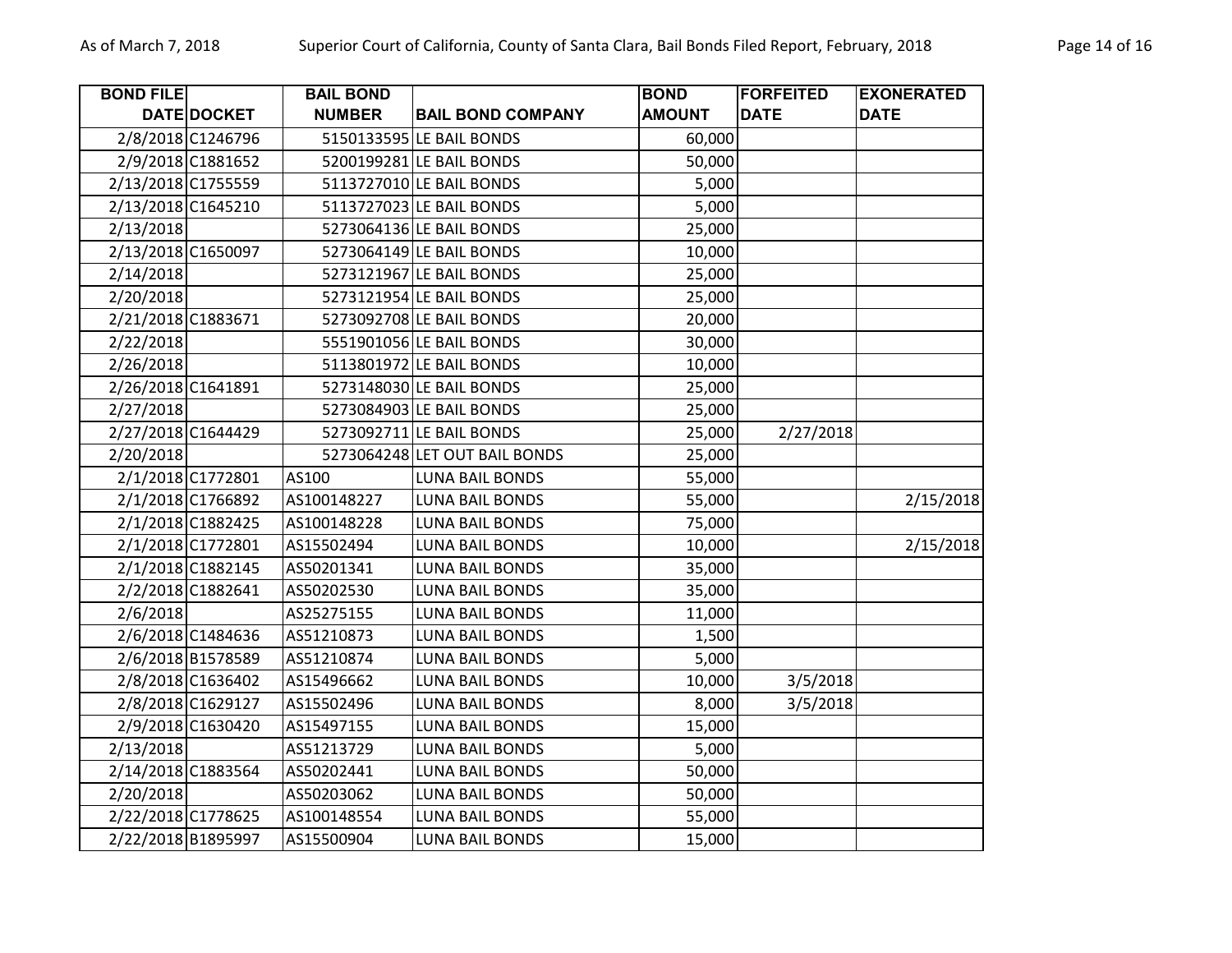| BOND FILE DATE | DOCKET | BAIL BOND NUMBER | BAIL BOND COMPANY | BOND AMOUNT | FORFEITED DATE | EXONERATED DATE |
|---|---|---|---|---|---|---|
| 2/8/2018 | C1246796 | 5150133595 | LE BAIL BONDS | 60,000 | | |
| 2/9/2018 | C1881652 | 5200199281 | LE BAIL BONDS | 50,000 | | |
| 2/13/2018 | C1755559 | 5113727010 | LE BAIL BONDS | 5,000 | | |
| 2/13/2018 | C1645210 | 5113727023 | LE BAIL BONDS | 5,000 | | |
| 2/13/2018 | | 5273064136 | LE BAIL BONDS | 25,000 | | |
| 2/13/2018 | C1650097 | 5273064149 | LE BAIL BONDS | 10,000 | | |
| 2/14/2018 | | 5273121967 | LE BAIL BONDS | 25,000 | | |
| 2/20/2018 | | 5273121954 | LE BAIL BONDS | 25,000 | | |
| 2/21/2018 | C1883671 | 5273092708 | LE BAIL BONDS | 20,000 | | |
| 2/22/2018 | | 5551901056 | LE BAIL BONDS | 30,000 | | |
| 2/26/2018 | | 5113801972 | LE BAIL BONDS | 10,000 | | |
| 2/26/2018 | C1641891 | 5273148030 | LE BAIL BONDS | 25,000 | | |
| 2/27/2018 | | 5273084903 | LE BAIL BONDS | 25,000 | | |
| 2/27/2018 | C1644429 | 5273092711 | LE BAIL BONDS | 25,000 | 2/27/2018 | |
| 2/20/2018 | | 5273064248 | LET OUT BAIL BONDS | 25,000 | | |
| 2/1/2018 | C1772801 | AS100 | LUNA BAIL BONDS | 55,000 | | |
| 2/1/2018 | C1766892 | AS100148227 | LUNA BAIL BONDS | 55,000 | | 2/15/2018 |
| 2/1/2018 | C1882425 | AS100148228 | LUNA BAIL BONDS | 75,000 | | |
| 2/1/2018 | C1772801 | AS15502494 | LUNA BAIL BONDS | 10,000 | | 2/15/2018 |
| 2/1/2018 | C1882145 | AS50201341 | LUNA BAIL BONDS | 35,000 | | |
| 2/2/2018 | C1882641 | AS50202530 | LUNA BAIL BONDS | 35,000 | | |
| 2/6/2018 | | AS25275155 | LUNA BAIL BONDS | 11,000 | | |
| 2/6/2018 | C1484636 | AS51210873 | LUNA BAIL BONDS | 1,500 | | |
| 2/6/2018 | B1578589 | AS51210874 | LUNA BAIL BONDS | 5,000 | | |
| 2/8/2018 | C1636402 | AS15496662 | LUNA BAIL BONDS | 10,000 | 3/5/2018 | |
| 2/8/2018 | C1629127 | AS15502496 | LUNA BAIL BONDS | 8,000 | 3/5/2018 | |
| 2/9/2018 | C1630420 | AS15497155 | LUNA BAIL BONDS | 15,000 | | |
| 2/13/2018 | | AS51213729 | LUNA BAIL BONDS | 5,000 | | |
| 2/14/2018 | C1883564 | AS50202441 | LUNA BAIL BONDS | 50,000 | | |
| 2/20/2018 | | AS50203062 | LUNA BAIL BONDS | 50,000 | | |
| 2/22/2018 | C1778625 | AS100148554 | LUNA BAIL BONDS | 55,000 | | |
| 2/22/2018 | B1895997 | AS15500904 | LUNA BAIL BONDS | 15,000 | | |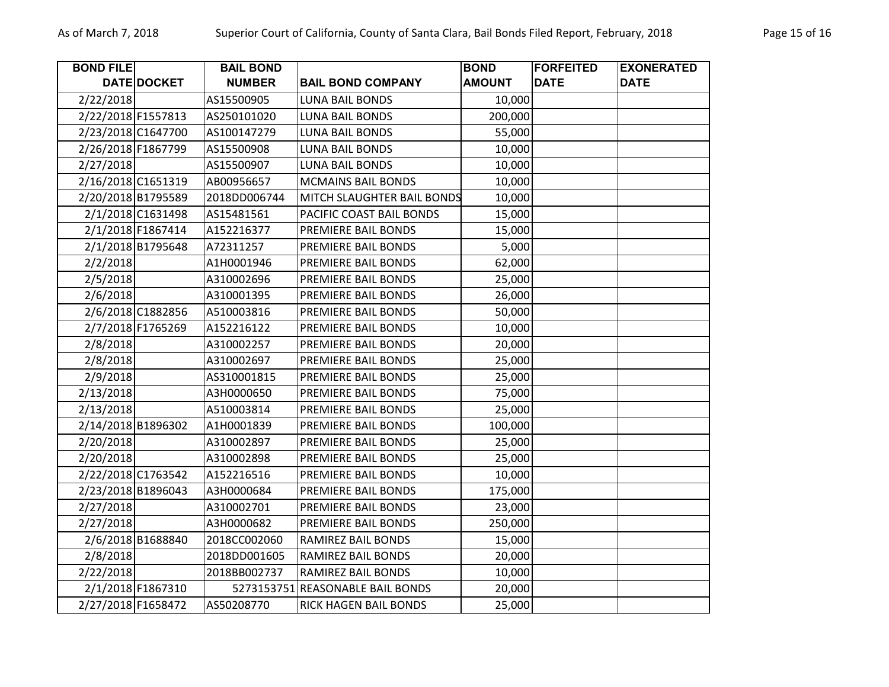| BOND FILE DATE | DOCKET | BAIL BOND NUMBER | BAIL BOND COMPANY | BOND AMOUNT | FORFEITED DATE | EXONERATED DATE |
|---|---|---|---|---|---|---|
| 2/22/2018 | | AS15500905 | LUNA BAIL BONDS | 10,000 | | |
| 2/22/2018 | F1557813 | AS250101020 | LUNA BAIL BONDS | 200,000 | | |
| 2/23/2018 | C1647700 | AS100147279 | LUNA BAIL BONDS | 55,000 | | |
| 2/26/2018 | F1867799 | AS15500908 | LUNA BAIL BONDS | 10,000 | | |
| 2/27/2018 | | AS15500907 | LUNA BAIL BONDS | 10,000 | | |
| 2/16/2018 | C1651319 | AB00956657 | MCMAINS BAIL BONDS | 10,000 | | |
| 2/20/2018 | B1795589 | 2018DD006744 | MITCH SLAUGHTER BAIL BONDS | 10,000 | | |
| 2/1/2018 | C1631498 | AS15481561 | PACIFIC COAST BAIL BONDS | 15,000 | | |
| 2/1/2018 | F1867414 | A152216377 | PREMIERE BAIL BONDS | 15,000 | | |
| 2/1/2018 | B1795648 | A72311257 | PREMIERE BAIL BONDS | 5,000 | | |
| 2/2/2018 | | A1H0001946 | PREMIERE BAIL BONDS | 62,000 | | |
| 2/5/2018 | | A310002696 | PREMIERE BAIL BONDS | 25,000 | | |
| 2/6/2018 | | A310001395 | PREMIERE BAIL BONDS | 26,000 | | |
| 2/6/2018 | C1882856 | A510003816 | PREMIERE BAIL BONDS | 50,000 | | |
| 2/7/2018 | F1765269 | A152216122 | PREMIERE BAIL BONDS | 10,000 | | |
| 2/8/2018 | | A310002257 | PREMIERE BAIL BONDS | 20,000 | | |
| 2/8/2018 | | A310002697 | PREMIERE BAIL BONDS | 25,000 | | |
| 2/9/2018 | | AS310001815 | PREMIERE BAIL BONDS | 25,000 | | |
| 2/13/2018 | | A3H0000650 | PREMIERE BAIL BONDS | 75,000 | | |
| 2/13/2018 | | A510003814 | PREMIERE BAIL BONDS | 25,000 | | |
| 2/14/2018 | B1896302 | A1H0001839 | PREMIERE BAIL BONDS | 100,000 | | |
| 2/20/2018 | | A310002897 | PREMIERE BAIL BONDS | 25,000 | | |
| 2/20/2018 | | A310002898 | PREMIERE BAIL BONDS | 25,000 | | |
| 2/22/2018 | C1763542 | A152216516 | PREMIERE BAIL BONDS | 10,000 | | |
| 2/23/2018 | B1896043 | A3H0000684 | PREMIERE BAIL BONDS | 175,000 | | |
| 2/27/2018 | | A310002701 | PREMIERE BAIL BONDS | 23,000 | | |
| 2/27/2018 | | A3H0000682 | PREMIERE BAIL BONDS | 250,000 | | |
| 2/6/2018 | B1688840 | 2018CC002060 | RAMIREZ BAIL BONDS | 15,000 | | |
| 2/8/2018 | | 2018DD001605 | RAMIREZ BAIL BONDS | 20,000 | | |
| 2/22/2018 | | 2018BB002737 | RAMIREZ BAIL BONDS | 10,000 | | |
| 2/1/2018 | F1867310 | 5273153751 | REASONABLE BAIL BONDS | 20,000 | | |
| 2/27/2018 | F1658472 | AS50208770 | RICK HAGEN BAIL BONDS | 25,000 | | |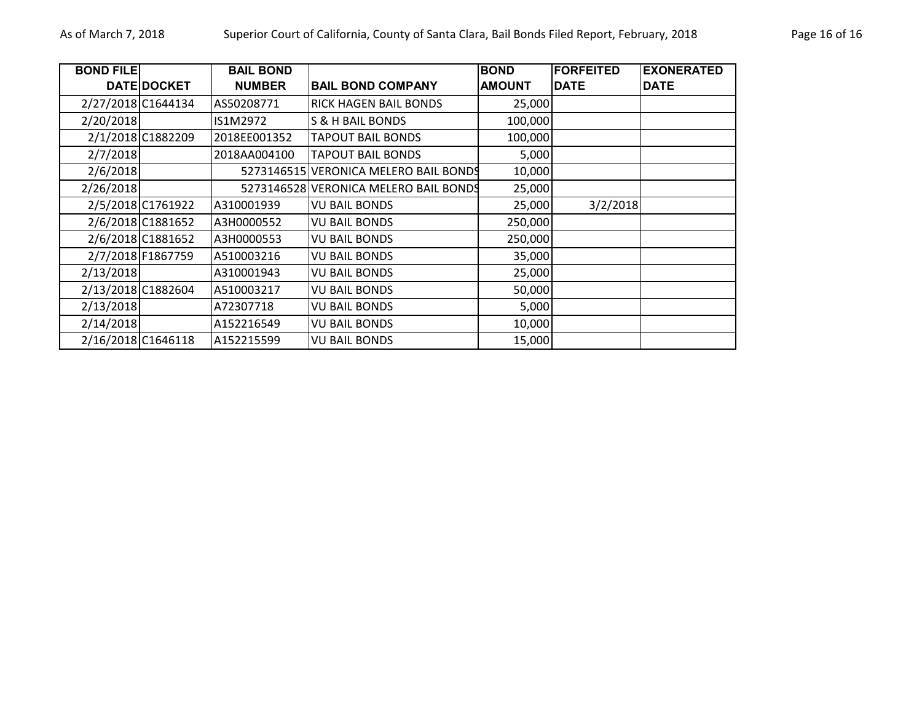| BOND FILE DATE | DOCKET | BAIL BOND NUMBER | BAIL BOND COMPANY | BOND AMOUNT | FORFEITED DATE | EXONERATED DATE |
|---|---|---|---|---|---|---|
| 2/27/2018 | C1644134 | AS50208771 | RICK HAGEN BAIL BONDS | 25,000 | | |
| 2/20/2018 | | IS1M2972 | S & H BAIL BONDS | 100,000 | | |
| 2/1/2018 | C1882209 | 2018EE001352 | TAPOUT BAIL BONDS | 100,000 | | |
| 2/7/2018 | | 2018AA004100 | TAPOUT BAIL BONDS | 5,000 | | |
| 2/6/2018 | | 5273146515 | VERONICA MELERO BAIL BONDS | 10,000 | | |
| 2/26/2018 | | 5273146528 | VERONICA MELERO BAIL BONDS | 25,000 | | |
| 2/5/2018 | C1761922 | A310001939 | VU BAIL BONDS | 25,000 | 3/2/2018 | |
| 2/6/2018 | C1881652 | A3H0000552 | VU BAIL BONDS | 250,000 | | |
| 2/6/2018 | C1881652 | A3H0000553 | VU BAIL BONDS | 250,000 | | |
| 2/7/2018 | F1867759 | A510003216 | VU BAIL BONDS | 35,000 | | |
| 2/13/2018 | | A310001943 | VU BAIL BONDS | 25,000 | | |
| 2/13/2018 | C1882604 | A510003217 | VU BAIL BONDS | 50,000 | | |
| 2/13/2018 | | A72307718 | VU BAIL BONDS | 5,000 | | |
| 2/14/2018 | | A152216549 | VU BAIL BONDS | 10,000 | | |
| 2/16/2018 | C1646118 | A152215599 | VU BAIL BONDS | 15,000 | | |